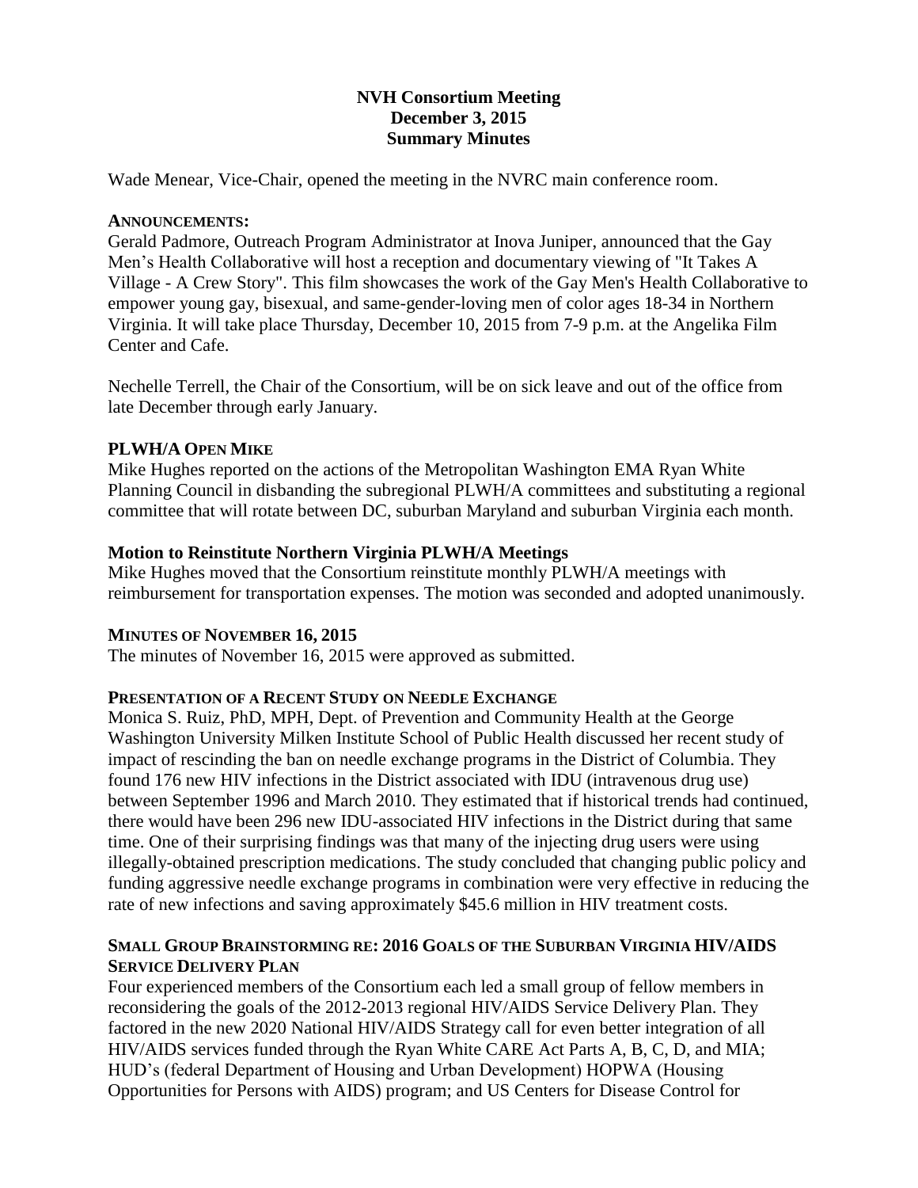# NVH Consortium Meeting
## December 3, 2015
## Summary Minutes

Wade Menear, Vice-Chair, opened the meeting in the NVRC main conference room.

### ANNOUNCEMENTS:

Gerald Padmore, Outreach Program Administrator at Inova Juniper, announced that the Gay Men's Health Collaborative will host a reception and documentary viewing of "It Takes A Village - A Crew Story". This film showcases the work of the Gay Men's Health Collaborative to empower young gay, bisexual, and same-gender-loving men of color ages 18-34 in Northern Virginia. It will take place Thursday, December 10, 2015 from 7-9 p.m. at the Angelika Film Center and Cafe.

Nechelle Terrell, the Chair of the Consortium, will be on sick leave and out of the office from late December through early January.

### PLWH/A OPEN MIKE

Mike Hughes reported on the actions of the Metropolitan Washington EMA Ryan White Planning Council in disbanding the subregional PLWH/A committees and substituting a regional committee that will rotate between DC, suburban Maryland and suburban Virginia each month.

### Motion to Reinstitute Northern Virginia PLWH/A Meetings

Mike Hughes moved that the Consortium reinstitute monthly PLWH/A meetings with reimbursement for transportation expenses. The motion was seconded and adopted unanimously.

### MINUTES OF NOVEMBER 16, 2015

The minutes of November 16, 2015 were approved as submitted.

### PRESENTATION OF A RECENT STUDY ON NEEDLE EXCHANGE

Monica S. Ruiz, PhD, MPH, Dept. of Prevention and Community Health at the George Washington University Milken Institute School of Public Health discussed her recent study of impact of rescinding the ban on needle exchange programs in the District of Columbia. They found 176 new HIV infections in the District associated with IDU (intravenous drug use) between September 1996 and March 2010. They estimated that if historical trends had continued, there would have been 296 new IDU-associated HIV infections in the District during that same time. One of their surprising findings was that many of the injecting drug users were using illegally-obtained prescription medications. The study concluded that changing public policy and funding aggressive needle exchange programs in combination were very effective in reducing the rate of new infections and saving approximately $45.6 million in HIV treatment costs.

### SMALL GROUP BRAINSTORMING RE: 2016 GOALS OF THE SUBURBAN VIRGINIA HIV/AIDS SERVICE DELIVERY PLAN

Four experienced members of the Consortium each led a small group of fellow members in reconsidering the goals of the 2012-2013 regional HIV/AIDS Service Delivery Plan. They factored in the new 2020 National HIV/AIDS Strategy call for even better integration of all HIV/AIDS services funded through the Ryan White CARE Act Parts A, B, C, D, and MIA; HUD's (federal Department of Housing and Urban Development) HOPWA (Housing Opportunities for Persons with AIDS) program; and US Centers for Disease Control for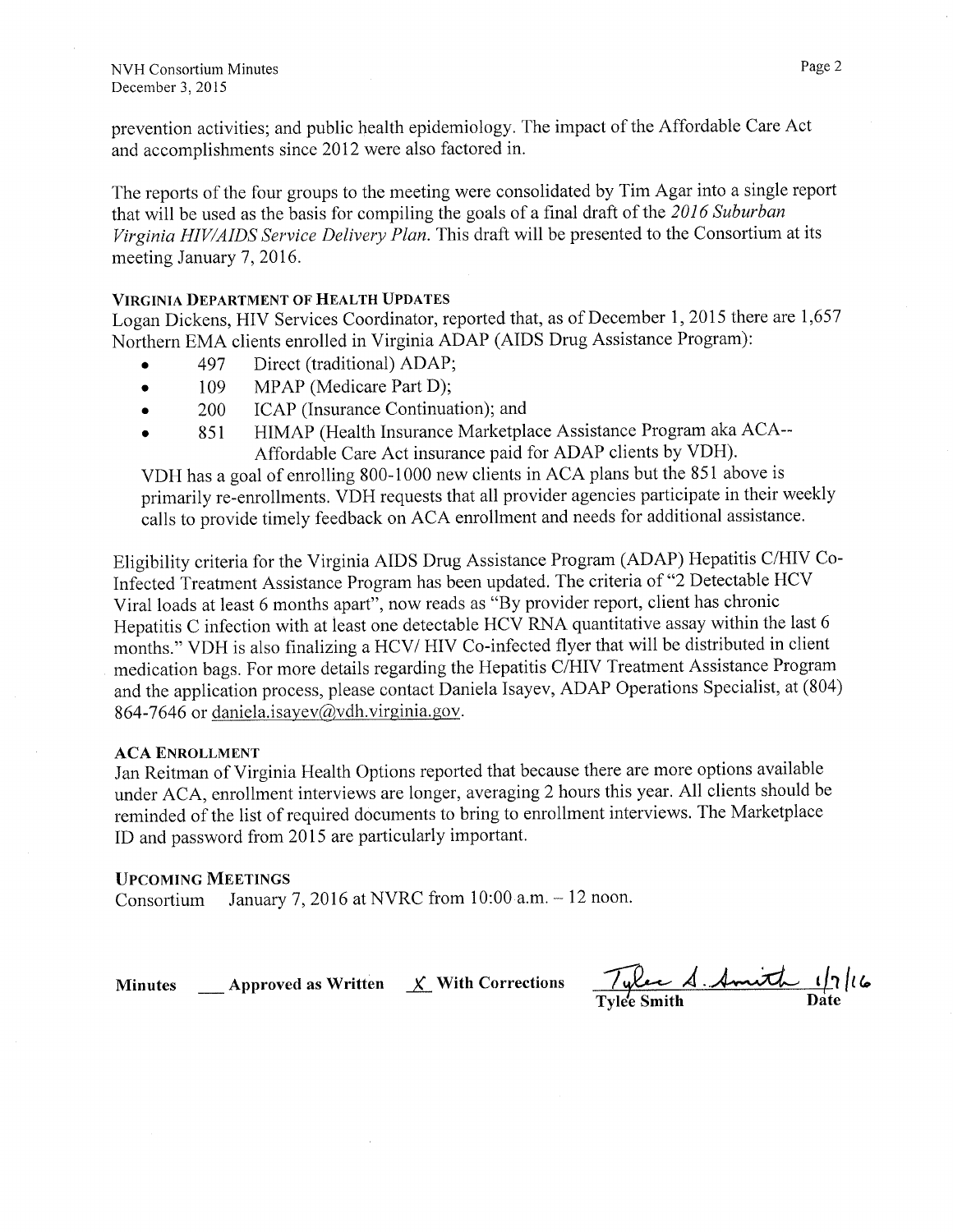prevention activities; and public health epidemiology. The impact of the Affordable Care Act and accomplishments since 2012 were also factored in.

The reports of the four groups to the meeting were consolidated by Tim Agar into a single report that will be used as the basis for compiling the goals of a final draft of the *2016 Suburban Virginia HIV/AIDS Service Delivery Plan*. This draft will be presented to the Consortium at its meeting January 7, 2016.

### VIRGINIA DEPARTMENT OF HEALTH UPDATES

Logan Dickens, HIV Services Coordinator, reported that, as of December 1, 2015 there are 1,657 Northern EMA clients enrolled in Virginia ADAP (AIDS Drug Assistance Program):

- 497 Direct (traditional) ADAP;
- 109 MPAP (Medicare Part D);
- 200 ICAP (Insurance Continuation); and
- 851 HIMAP (Health Insurance Marketplace Assistance Program aka ACA--Affordable Care Act insurance paid for ADAP clients by VDH).

VDH has a goal of enrolling 800-1000 new clients in ACA plans but the 851 above is primarily re-enrollments. VDH requests that all provider agencies participate in their weekly calls to provide timely feedback on ACA enrollment and needs for additional assistance.

Eligibility criteria for the Virginia AIDS Drug Assistance Program (ADAP) Hepatitis C/HIV Co-Infected Treatment Assistance Program has been updated. The criteria of "2 Detectable HCV Viral loads at least 6 months apart", now reads as "By provider report, client has chronic Hepatitis C infection with at least one detectable HCV RNA quantitative assay within the last 6 months." VDH is also finalizing a HCV/ HIV Co-infected flyer that will be distributed in client medication bags. For more details regarding the Hepatitis C/HIV Treatment Assistance Program and the application process, please contact Daniela Isayev, ADAP Operations Specialist, at (804) 864-7646 or daniela.isayev@vdh.virginia.gov.

### ACA ENROLLMENT

Jan Reitman of Virginia Health Options reported that because there are more options available under ACA, enrollment interviews are longer, averaging 2 hours this year. All clients should be reminded of the list of required documents to bring to enrollment interviews. The Marketplace ID and password from 2015 are particularly important.

### UPCOMING MEETINGS

Consortium January 7, 2016 at NVRC from 10:00 a.m. – 12 noon.

**Minutes** ___ **Approved as Written** _X_ **With Corrections**

Tylee A. Smith 1/7/16
**Tylee Smith** **Date**